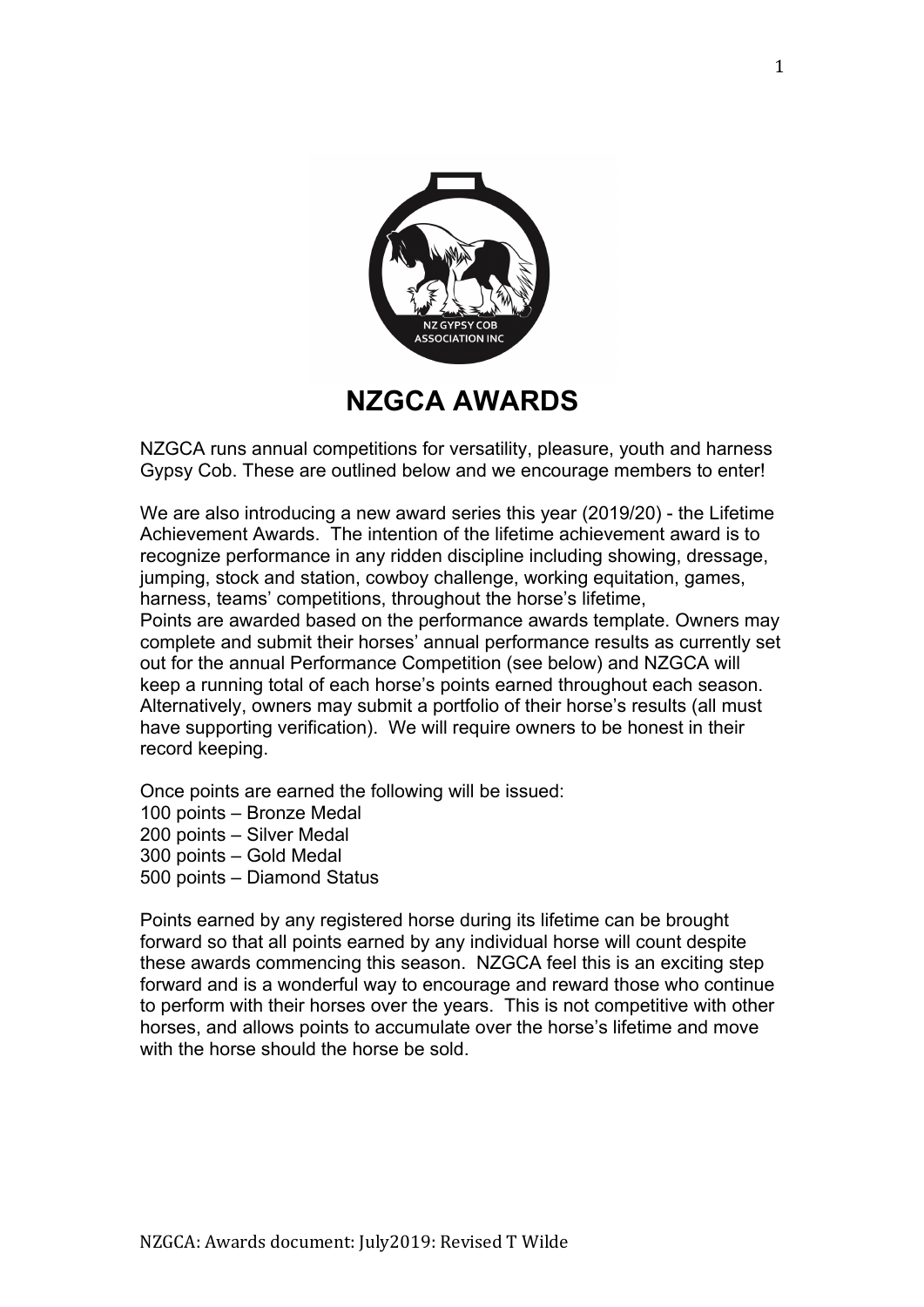# NZGCA AWARDS

NZGCA runs annual competitions for versatility, pleasure, youth and harness Gypsy Cob. These are outlined below and we encourage members to enter!

We are also introducing a new award series this year (2019/20) - the Lifetime Achievement Awards. The intention of the lifetime achievement award is to recognize performance in any ridden discipline including showing, dressage, jumping, stock and station, cowboy challenge, working equitation, games, harness, teams' competitions, throughout the horse's lifetime,
Points are awarded based on the performance awards template. Owners may complete and submit their horses' annual performance results as currently set out for the annual Performance Competition (see below) and NZGCA will keep a running total of each horse's points earned throughout each season. Alternatively, owners may submit a portfolio of their horse's results (all must have supporting verification). We will require owners to be honest in their record keeping.

Once points are earned the following will be issued:
100 points – Bronze Medal
200 points – Silver Medal
300 points – Gold Medal
500 points – Diamond Status

Points earned by any registered horse during its lifetime can be brought forward so that all points earned by any individual horse will count despite these awards commencing this season. NZGCA feel this is an exciting step forward and is a wonderful way to encourage and reward those who continue to perform with their horses over the years. This is not competitive with other horses, and allows points to accumulate over the horse's lifetime and move with the horse should the horse be sold.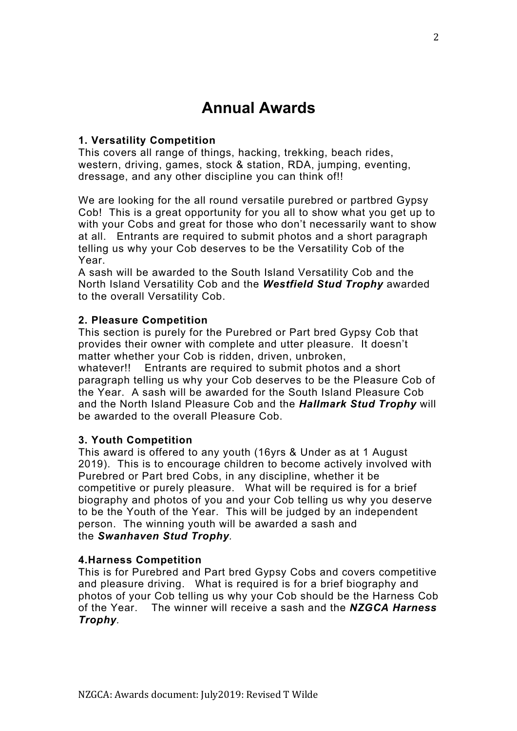# Annual Awards

**1. Versatility Competition**

This covers all range of things, hacking, trekking, beach rides, western, driving, games, stock & station, RDA, jumping, eventing, dressage, and any other discipline you can think of!!

We are looking for the all round versatile purebred or partbred Gypsy Cob! This is a great opportunity for you all to show what you get up to with your Cobs and great for those who don't necessarily want to show at all. Entrants are required to submit photos and a short paragraph telling us why your Cob deserves to be the Versatility Cob of the Year.

A sash will be awarded to the South Island Versatility Cob and the North Island Versatility Cob and the ***Westfield Stud Trophy*** awarded to the overall Versatility Cob.

**2. Pleasure Competition**

This section is purely for the Purebred or Part bred Gypsy Cob that provides their owner with complete and utter pleasure. It doesn't matter whether your Cob is ridden, driven, unbroken, whatever!! Entrants are required to submit photos and a short paragraph telling us why your Cob deserves to be the Pleasure Cob of the Year. A sash will be awarded for the South Island Pleasure Cob and the North Island Pleasure Cob and the ***Hallmark Stud Trophy*** will be awarded to the overall Pleasure Cob.

**3. Youth Competition**

This award is offered to any youth (16yrs & Under as at 1 August 2019). This is to encourage children to become actively involved with Purebred or Part bred Cobs, in any discipline, whether it be competitive or purely pleasure. What will be required is for a brief biography and photos of you and your Cob telling us why you deserve to be the Youth of the Year. This will be judged by an independent person. The winning youth will be awarded a sash and the ***Swanhaven Stud Trophy***.

**4.Harness Competition**

This is for Purebred and Part bred Gypsy Cobs and covers competitive and pleasure driving. What is required is for a brief biography and photos of your Cob telling us why your Cob should be the Harness Cob of the Year. The winner will receive a sash and the ***NZGCA Harness Trophy***.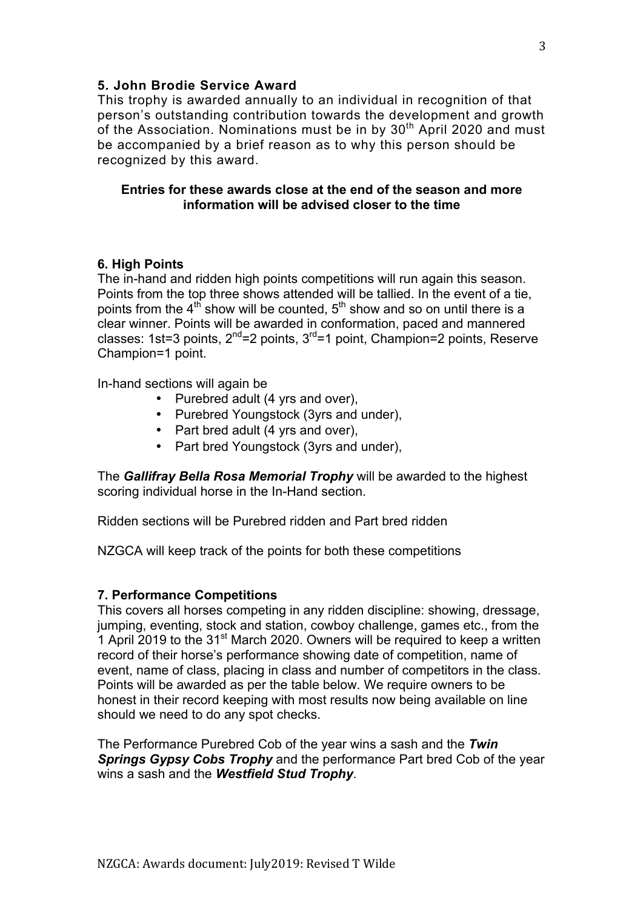### 5. John Brodie Service Award

This trophy is awarded annually to an individual in recognition of that person's outstanding contribution towards the development and growth of the Association. Nominations must be in by 30th April 2020 and must be accompanied by a brief reason as to why this person should be recognized by this award.

**Entries for these awards close at the end of the season and more information will be advised closer to the time**

### 6. High Points

The in-hand and ridden high points competitions will run again this season. Points from the top three shows attended will be tallied. In the event of a tie, points from the 4th show will be counted, 5th show and so on until there is a clear winner. Points will be awarded in conformation, paced and mannered classes: 1st=3 points, 2nd=2 points, 3rd=1 point, Champion=2 points, Reserve Champion=1 point.

In-hand sections will again be

- Purebred adult (4 yrs and over),
- Purebred Youngstock (3yrs and under),
- Part bred adult (4 yrs and over),
- Part bred Youngstock (3yrs and under),

The ***Gallifray Bella Rosa Memorial Trophy*** will be awarded to the highest scoring individual horse in the In-Hand section.

Ridden sections will be Purebred ridden and Part bred ridden

NZGCA will keep track of the points for both these competitions

### 7. Performance Competitions

This covers all horses competing in any ridden discipline: showing, dressage, jumping, eventing, stock and station, cowboy challenge, games etc., from the 1 April 2019 to the 31st March 2020. Owners will be required to keep a written record of their horse's performance showing date of competition, name of event, name of class, placing in class and number of competitors in the class. Points will be awarded as per the table below. We require owners to be honest in their record keeping with most results now being available on line should we need to do any spot checks.

The Performance Purebred Cob of the year wins a sash and the ***Twin Springs Gypsy Cobs Trophy*** and the performance Part bred Cob of the year wins a sash and the ***Westfield Stud Trophy***.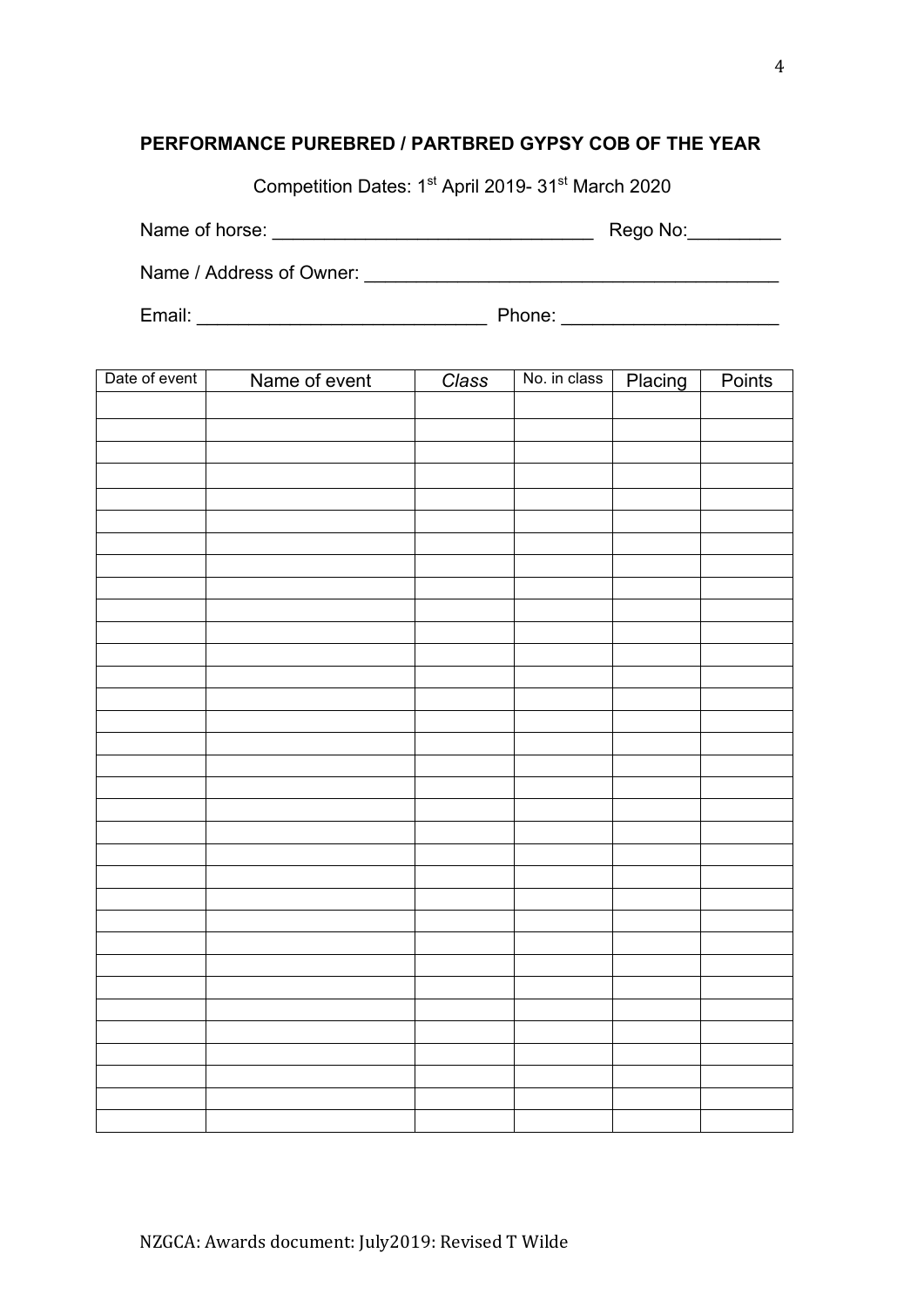**PERFORMANCE PUREBRED / PARTBRED GYPSY COB OF THE YEAR**

Competition Dates: 1st April 2019- 31st March 2020

Name of horse: _______________________________ Rego No:_________

Name / Address of Owner: _______________________________________

Email: ____________________________ Phone: _____________________

| Date of event | Name of event | *Class* | No. in class | Placing | Points |
|---|---|---|---|---|---|
| | | | | | |
| | | | | | |
| | | | | | |
| | | | | | |
| | | | | | |
| | | | | | |
| | | | | | |
| | | | | | |
| | | | | | |
| | | | | | |
| | | | | | |
| | | | | | |
| | | | | | |
| | | | | | |
| | | | | | |
| | | | | | |
| | | | | | |
| | | | | | |
| | | | | | |
| | | | | | |
| | | | | | |
| | | | | | |
| | | | | | |
| | | | | | |
| | | | | | |
| | | | | | |
| | | | | | |
| | | | | | |
| | | | | | |
| | | | | | |
| | | | | | |
| | | | | | |
| | | | | | |

NZGCA: Awards document: July2019: Revised T Wilde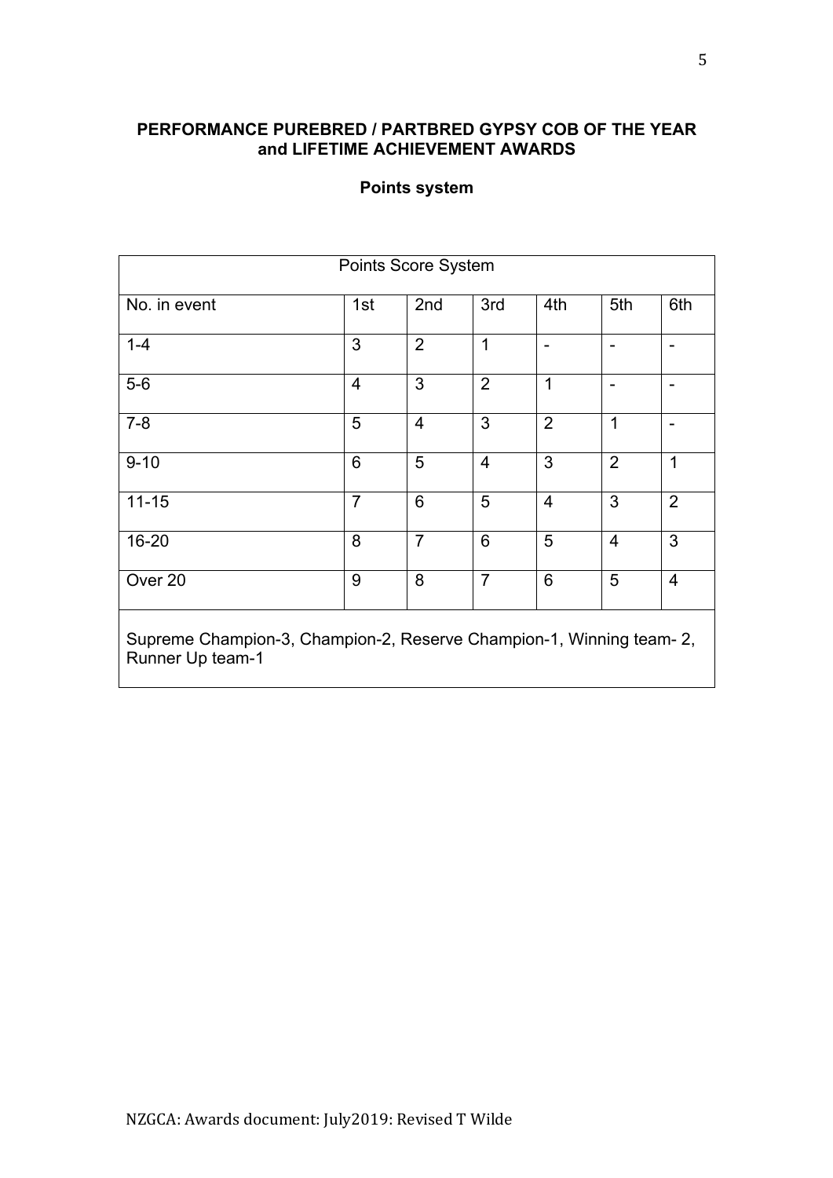**PERFORMANCE PUREBRED / PARTBRED GYPSY COB OF THE YEAR and LIFETIME ACHIEVEMENT AWARDS**

**Points system**

| Points Score System | | | | | | |
|---|---|---|---|---|---|---|
| No. in event | 1st | 2nd | 3rd | 4th | 5th | 6th |
| 1-4 | 3 | 2 | 1 | - | - | - |
| 5-6 | 4 | 3 | 2 | 1 | - | - |
| 7-8 | 5 | 4 | 3 | 2 | 1 | - |
| 9-10 | 6 | 5 | 4 | 3 | 2 | 1 |
| 11-15 | 7 | 6 | 5 | 4 | 3 | 2 |
| 16-20 | 8 | 7 | 6 | 5 | 4 | 3 |
| Over 20 | 9 | 8 | 7 | 6 | 5 | 4 |
| Supreme Champion-3, Champion-2, Reserve Champion-1, Winning team- 2, Runner Up team-1 | | | | | | |

NZGCA: Awards document: July2019: Revised T Wilde